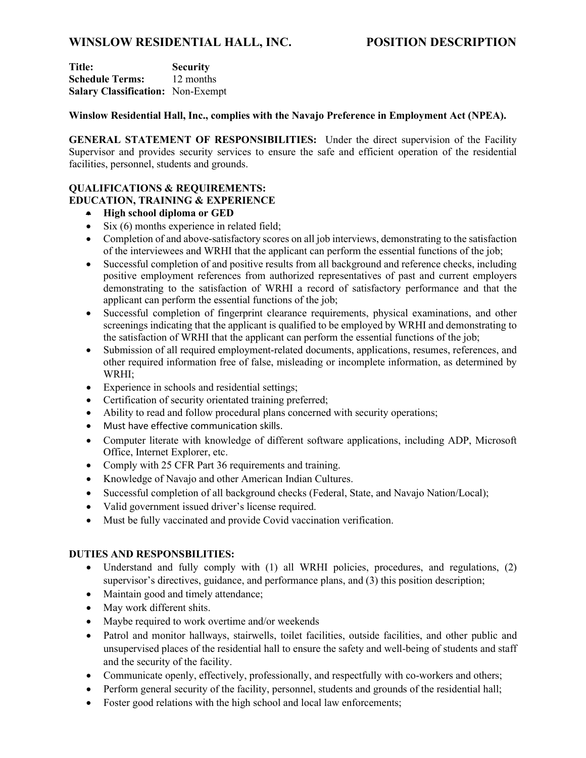# WINSLOW RESIDENTIAL HALL, INC. POSITION DESCRIPTION

**Title:** **Security**
**Schedule Terms:** 12 months
**Salary Classification:** Non-Exempt

**Winslow Residential Hall, Inc., complies with the Navajo Preference in Employment Act (NPEA).**

**GENERAL STATEMENT OF RESPONSIBILITIES:** Under the direct supervision of the Facility Supervisor and provides security services to ensure the safe and efficient operation of the residential facilities, personnel, students and grounds.

**QUALIFICATIONS & REQUIREMENTS:**
**EDUCATION, TRAINING & EXPERIENCE**

- **High school diploma or GED**
- Six (6) months experience in related field;
- Completion of and above-satisfactory scores on all job interviews, demonstrating to the satisfaction of the interviewees and WRHI that the applicant can perform the essential functions of the job;
- Successful completion of and positive results from all background and reference checks, including positive employment references from authorized representatives of past and current employers demonstrating to the satisfaction of WRHI a record of satisfactory performance and that the applicant can perform the essential functions of the job;
- Successful completion of fingerprint clearance requirements, physical examinations, and other screenings indicating that the applicant is qualified to be employed by WRHI and demonstrating to the satisfaction of WRHI that the applicant can perform the essential functions of the job;
- Submission of all required employment-related documents, applications, resumes, references, and other required information free of false, misleading or incomplete information, as determined by WRHI;
- Experience in schools and residential settings;
- Certification of security orientated training preferred;
- Ability to read and follow procedural plans concerned with security operations;
- Must have effective communication skills.
- Computer literate with knowledge of different software applications, including ADP, Microsoft Office, Internet Explorer, etc.
- Comply with 25 CFR Part 36 requirements and training.
- Knowledge of Navajo and other American Indian Cultures.
- Successful completion of all background checks (Federal, State, and Navajo Nation/Local);
- Valid government issued driver's license required.
- Must be fully vaccinated and provide Covid vaccination verification.

**DUTIES AND RESPONSBILITIES:**

- Understand and fully comply with (1) all WRHI policies, procedures, and regulations, (2) supervisor's directives, guidance, and performance plans, and (3) this position description;
- Maintain good and timely attendance;
- May work different shits.
- Maybe required to work overtime and/or weekends
- Patrol and monitor hallways, stairwells, toilet facilities, outside facilities, and other public and unsupervised places of the residential hall to ensure the safety and well-being of students and staff and the security of the facility.
- Communicate openly, effectively, professionally, and respectfully with co-workers and others;
- Perform general security of the facility, personnel, students and grounds of the residential hall;
- Foster good relations with the high school and local law enforcements;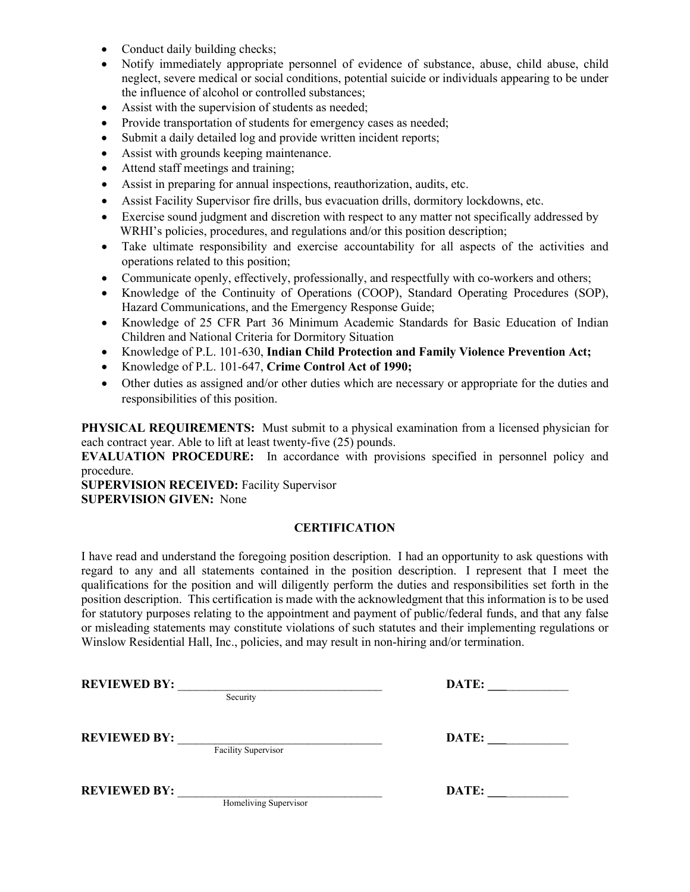- Conduct daily building checks;
- Notify immediately appropriate personnel of evidence of substance, abuse, child abuse, child neglect, severe medical or social conditions, potential suicide or individuals appearing to be under the influence of alcohol or controlled substances;
- Assist with the supervision of students as needed;
- Provide transportation of students for emergency cases as needed;
- Submit a daily detailed log and provide written incident reports;
- Assist with grounds keeping maintenance.
- Attend staff meetings and training;
- Assist in preparing for annual inspections, reauthorization, audits, etc.
- Assist Facility Supervisor fire drills, bus evacuation drills, dormitory lockdowns, etc.
- Exercise sound judgment and discretion with respect to any matter not specifically addressed by WRHI's policies, procedures, and regulations and/or this position description;
- Take ultimate responsibility and exercise accountability for all aspects of the activities and operations related to this position;
- Communicate openly, effectively, professionally, and respectfully with co-workers and others;
- Knowledge of the Continuity of Operations (COOP), Standard Operating Procedures (SOP), Hazard Communications, and the Emergency Response Guide;
- Knowledge of 25 CFR Part 36 Minimum Academic Standards for Basic Education of Indian Children and National Criteria for Dormitory Situation
- Knowledge of P.L. 101-630, **Indian Child Protection and Family Violence Prevention Act;**
- Knowledge of P.L. 101-647, **Crime Control Act of 1990;**
- Other duties as assigned and/or other duties which are necessary or appropriate for the duties and responsibilities of this position.

**PHYSICAL REQUIREMENTS:** Must submit to a physical examination from a licensed physician for each contract year. Able to lift at least twenty-five (25) pounds.
**EVALUATION PROCEDURE:** In accordance with provisions specified in personnel policy and procedure.
**SUPERVISION RECEIVED:** Facility Supervisor
**SUPERVISION GIVEN:** None

**CERTIFICATION**

I have read and understand the foregoing position description. I had an opportunity to ask questions with regard to any and all statements contained in the position description. I represent that I meet the qualifications for the position and will diligently perform the duties and responsibilities set forth in the position description. This certification is made with the acknowledgment that this information is to be used for statutory purposes relating to the appointment and payment of public/federal funds, and that any false or misleading statements may constitute violations of such statutes and their implementing regulations or Winslow Residential Hall, Inc., policies, and may result in non-hiring and/or termination.

**REVIEWED BY:** ___________________________________ **DATE:** ______________
Security

**REVIEWED BY:** ___________________________________ **DATE:** ______________
Facility Supervisor

**REVIEWED BY:** ___________________________________ **DATE:** ______________
Homeliving Supervisor